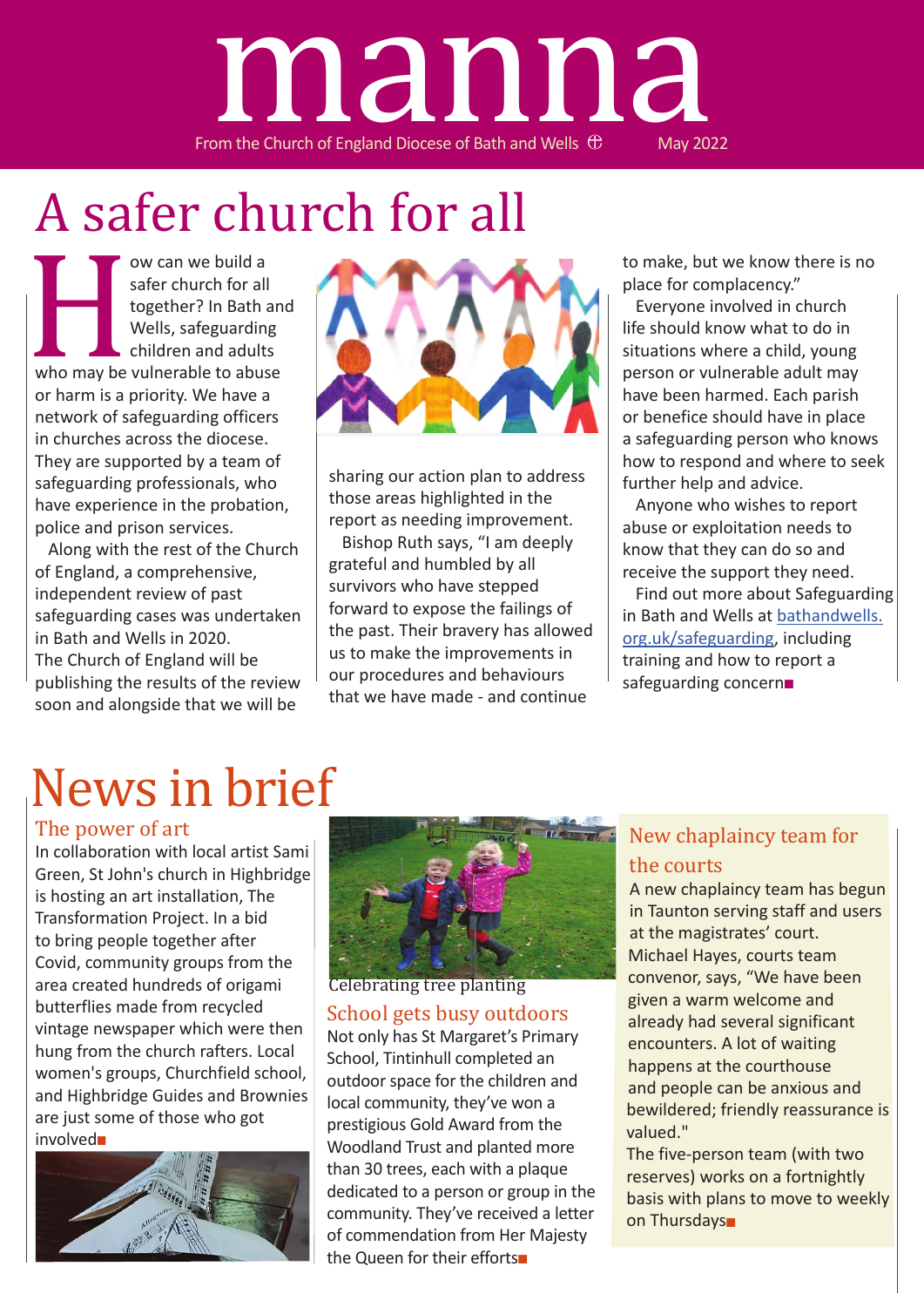# manna

From the Church of England Diocese of Bath and Wells May 2022

# A safer church for all

How can we build a safer church for all together? In Bath and Wells, safeguarding children and adults who may be vulnerable to abuse or harm is a priority. We have a network of safeguarding officers in churches across the diocese. They are supported by a team of safeguarding professionals, who have experience in the probation, police and prison services.

Along with the rest of the Church of England, a comprehensive, independent review of past safeguarding cases was undertaken in Bath and Wells in 2020. The Church of England will be publishing the results of the review soon and alongside that we will be sharing our action plan to address those areas highlighted in the report as needing improvement.

Bishop Ruth says, "I am deeply grateful and humbled by all survivors who have stepped forward to expose the failings of the past. Their bravery has allowed us to make the improvements in our procedures and behaviours that we have made - and continue to make, but we know there is no place for complacency."

Everyone involved in church life should know what to do in situations where a child, young person or vulnerable adult may have been harmed. Each parish or benefice should have in place a safeguarding person who knows how to respond and where to seek further help and advice.

Anyone who wishes to report abuse or exploitation needs to know that they can do so and receive the support they need.

Find out more about Safeguarding in Bath and Wells at bathandwells.org.uk/safeguarding, including training and how to report a safeguarding concern■

# News in brief

## The power of art

In collaboration with local artist Sami Green, St John's church in Highbridge is hosting an art installation, The Transformation Project. In a bid to bring people together after Covid, community groups from the area created hundreds of origami butterflies made from recycled vintage newspaper which were then hung from the church rafters. Local women's groups, Churchfield school, and Highbridge Guides and Brownies are just some of those who got involved■

Celebrating tree planting

## School gets busy outdoors

Not only has St Margaret's Primary School, Tintinhull completed an outdoor space for the children and local community, they've won a prestigious Gold Award from the Woodland Trust and planted more than 30 trees, each with a plaque dedicated to a person or group in the community. They've received a letter of commendation from Her Majesty the Queen for their efforts■

## New chaplaincy team for the courts

A new chaplaincy team has begun in Taunton serving staff and users at the magistrates' court. Michael Hayes, courts team convenor, says, "We have been given a warm welcome and already had several significant encounters. A lot of waiting happens at the courthouse and people can be anxious and bewildered; friendly reassurance is valued."

The five-person team (with two reserves) works on a fortnightly basis with plans to move to weekly on Thursdays■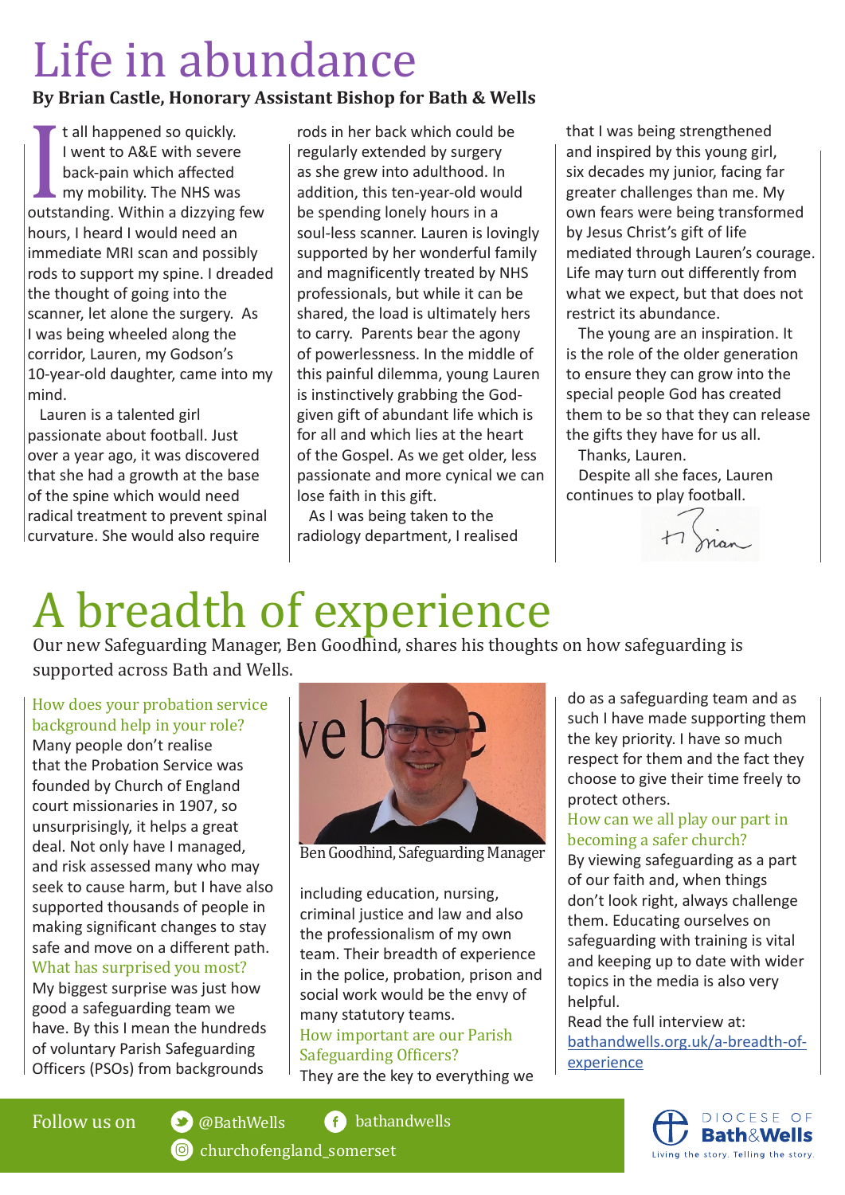# Life in abundance

**By Brian Castle, Honorary Assistant Bishop for Bath & Wells**

It all happened so quickly. I went to A&E with severe back-pain which affected my mobility. The NHS was outstanding. Within a dizzying few hours, I heard I would need an immediate MRI scan and possibly rods to support my spine. I dreaded the thought of going into the scanner, let alone the surgery. As I was being wheeled along the corridor, Lauren, my Godson's 10-year-old daughter, came into my mind.

Lauren is a talented girl passionate about football. Just over a year ago, it was discovered that she had a growth at the base of the spine which would need radical treatment to prevent spinal curvature. She would also require rods in her back which could be regularly extended by surgery as she grew into adulthood. In addition, this ten-year-old would be spending lonely hours in a soul-less scanner. Lauren is lovingly supported by her wonderful family and magnificently treated by NHS professionals, but while it can be shared, the load is ultimately hers to carry. Parents bear the agony of powerlessness. In the middle of this painful dilemma, young Lauren is instinctively grabbing the God-given gift of abundant life which is for all and which lies at the heart of the Gospel. As we get older, less passionate and more cynical we can lose faith in this gift.

As I was being taken to the radiology department, I realised that I was being strengthened and inspired by this young girl, six decades my junior, facing far greater challenges than me. My own fears were being transformed by Jesus Christ's gift of life mediated through Lauren's courage. Life may turn out differently from what we expect, but that does not restrict its abundance.

The young are an inspiration. It is the role of the older generation to ensure they can grow into the special people God has created them to be so that they can release the gifts they have for us all.

Thanks, Lauren.

Despite all she faces, Lauren continues to play football.

+ Brian

# A breadth of experience

Our new Safeguarding Manager, Ben Goodhind, shares his thoughts on how safeguarding is supported across Bath and Wells.

### How does your probation service background help in your role?

Many people don't realise that the Probation Service was founded by Church of England court missionaries in 1907, so unsurprisingly, it helps a great deal. Not only have I managed, and risk assessed many who may seek to cause harm, but I have also supported thousands of people in making significant changes to stay safe and move on a different path.

### What has surprised you most?

My biggest surprise was just how good a safeguarding team we have. By this I mean the hundreds of voluntary Parish Safeguarding Officers (PSOs) from backgrounds including education, nursing, criminal justice and law and also the professionalism of my own team. Their breadth of experience in the police, probation, prison and social work would be the envy of many statutory teams.

Ben Goodhind, Safeguarding Manager

### How important are our Parish Safeguarding Officers?

They are the key to everything we do as a safeguarding team and as such I have made supporting them the key priority. I have so much respect for them and the fact they choose to give their time freely to protect others.

### How can we all play our part in becoming a safer church?

By viewing safeguarding as a part of our faith and, when things don't look right, always challenge them. Educating ourselves on safeguarding with training is vital and keeping up to date with wider topics in the media is also very helpful.

Read the full interview at: bathandwells.org.uk/a-breadth-of-experience

Follow us on @BathWells bathandwells churchofengland_somerset

DIOCESE OF Bath&Wells
Living the story. Telling the story.